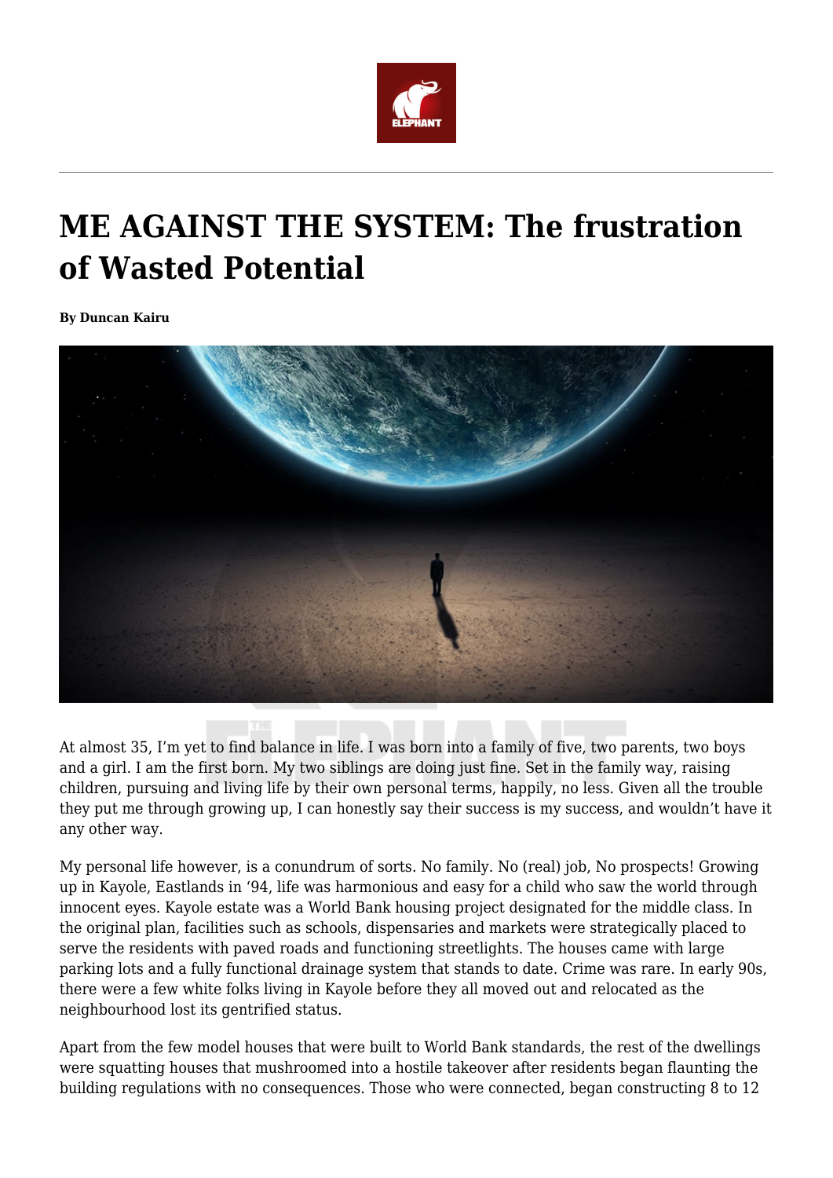# ME AGAINST THE SYSTEM: The frustration of Wasted Potential

**By Duncan Kairu**

At almost 35, I'm yet to find balance in life. I was born into a family of five, two parents, two boys and a girl. I am the first born. My two siblings are doing just fine. Set in the family way, raising children, pursuing and living life by their own personal terms, happily, no less. Given all the trouble they put me through growing up, I can honestly say their success is my success, and wouldn't have it any other way.

My personal life however, is a conundrum of sorts. No family. No (real) job, No prospects! Growing up in Kayole, Eastlands in '94, life was harmonious and easy for a child who saw the world through innocent eyes. Kayole estate was a World Bank housing project designated for the middle class. In the original plan, facilities such as schools, dispensaries and markets were strategically placed to serve the residents with paved roads and functioning streetlights. The houses came with large parking lots and a fully functional drainage system that stands to date. Crime was rare. In early 90s, there were a few white folks living in Kayole before they all moved out and relocated as the neighbourhood lost its gentrified status.

Apart from the few model houses that were built to World Bank standards, the rest of the dwellings were squatting houses that mushroomed into a hostile takeover after residents began flaunting the building regulations with no consequences. Those who were connected, began constructing 8 to 12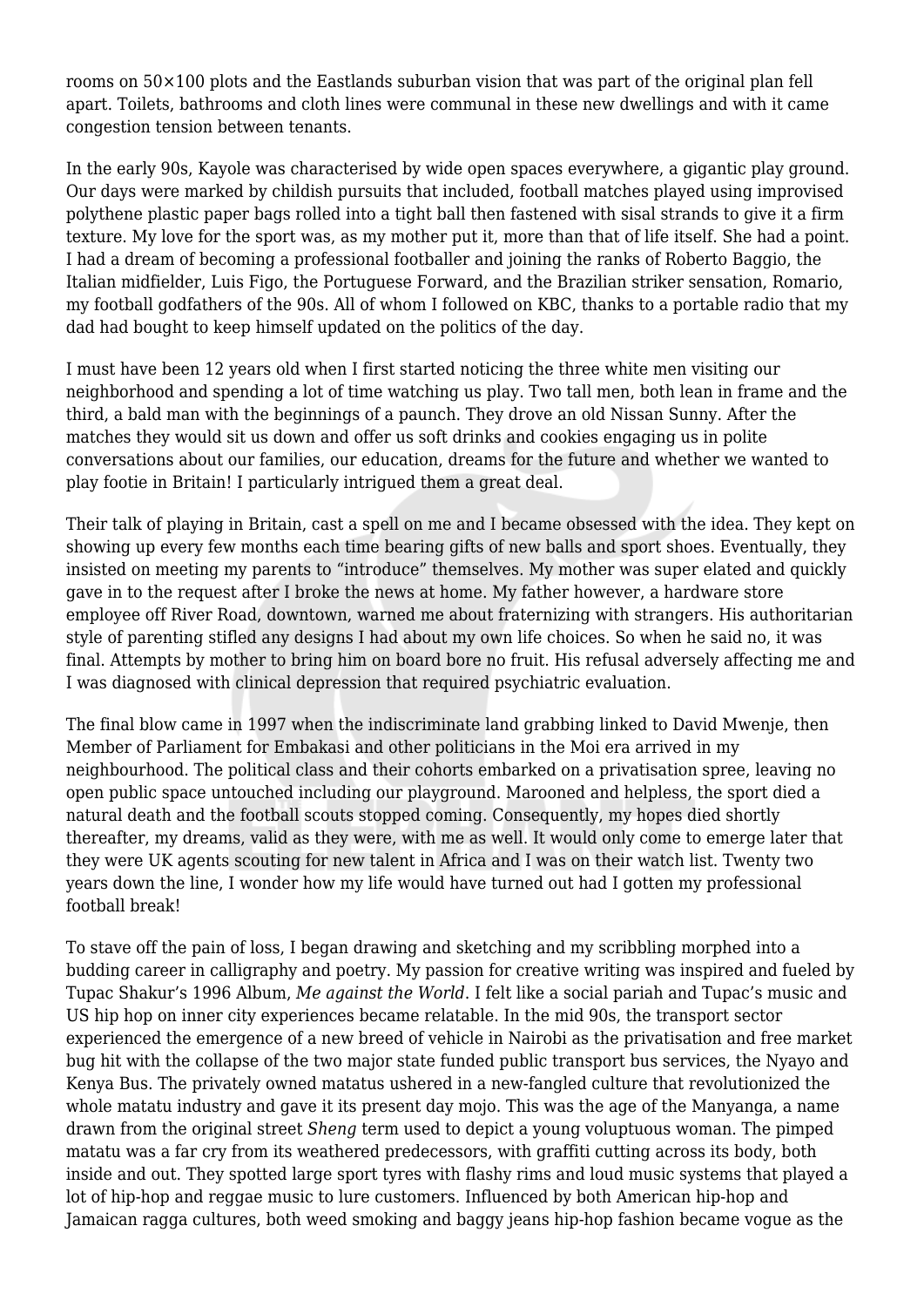rooms on 50×100 plots and the Eastlands suburban vision that was part of the original plan fell apart. Toilets, bathrooms and cloth lines were communal in these new dwellings and with it came congestion tension between tenants.

In the early 90s, Kayole was characterised by wide open spaces everywhere, a gigantic play ground. Our days were marked by childish pursuits that included, football matches played using improvised polythene plastic paper bags rolled into a tight ball then fastened with sisal strands to give it a firm texture. My love for the sport was, as my mother put it, more than that of life itself. She had a point. I had a dream of becoming a professional footballer and joining the ranks of Roberto Baggio, the Italian midfielder, Luis Figo, the Portuguese Forward, and the Brazilian striker sensation, Romario, my football godfathers of the 90s. All of whom I followed on KBC, thanks to a portable radio that my dad had bought to keep himself updated on the politics of the day.

I must have been 12 years old when I first started noticing the three white men visiting our neighborhood and spending a lot of time watching us play. Two tall men, both lean in frame and the third, a bald man with the beginnings of a paunch. They drove an old Nissan Sunny. After the matches they would sit us down and offer us soft drinks and cookies engaging us in polite conversations about our families, our education, dreams for the future and whether we wanted to play footie in Britain! I particularly intrigued them a great deal.

Their talk of playing in Britain, cast a spell on me and I became obsessed with the idea. They kept on showing up every few months each time bearing gifts of new balls and sport shoes. Eventually, they insisted on meeting my parents to "introduce" themselves. My mother was super elated and quickly gave in to the request after I broke the news at home. My father however, a hardware store employee off River Road, downtown, warned me about fraternizing with strangers. His authoritarian style of parenting stifled any designs I had about my own life choices. So when he said no, it was final. Attempts by mother to bring him on board bore no fruit. His refusal adversely affecting me and I was diagnosed with clinical depression that required psychiatric evaluation.

The final blow came in 1997 when the indiscriminate land grabbing linked to David Mwenje, then Member of Parliament for Embakasi and other politicians in the Moi era arrived in my neighbourhood. The political class and their cohorts embarked on a privatisation spree, leaving no open public space untouched including our playground. Marooned and helpless, the sport died a natural death and the football scouts stopped coming. Consequently, my hopes died shortly thereafter, my dreams, valid as they were, with me as well. It would only come to emerge later that they were UK agents scouting for new talent in Africa and I was on their watch list. Twenty two years down the line, I wonder how my life would have turned out had I gotten my professional football break!

To stave off the pain of loss, I began drawing and sketching and my scribbling morphed into a budding career in calligraphy and poetry. My passion for creative writing was inspired and fueled by Tupac Shakur's 1996 Album, *Me against the World*. I felt like a social pariah and Tupac's music and US hip hop on inner city experiences became relatable. In the mid 90s, the transport sector experienced the emergence of a new breed of vehicle in Nairobi as the privatisation and free market bug hit with the collapse of the two major state funded public transport bus services, the Nyayo and Kenya Bus. The privately owned matatus ushered in a new-fangled culture that revolutionized the whole matatu industry and gave it its present day mojo. This was the age of the Manyanga, a name drawn from the original street *Sheng* term used to depict a young voluptuous woman. The pimped matatu was a far cry from its weathered predecessors, with graffiti cutting across its body, both inside and out. They spotted large sport tyres with flashy rims and loud music systems that played a lot of hip-hop and reggae music to lure customers. Influenced by both American hip-hop and Jamaican ragga cultures, both weed smoking and baggy jeans hip-hop fashion became vogue as the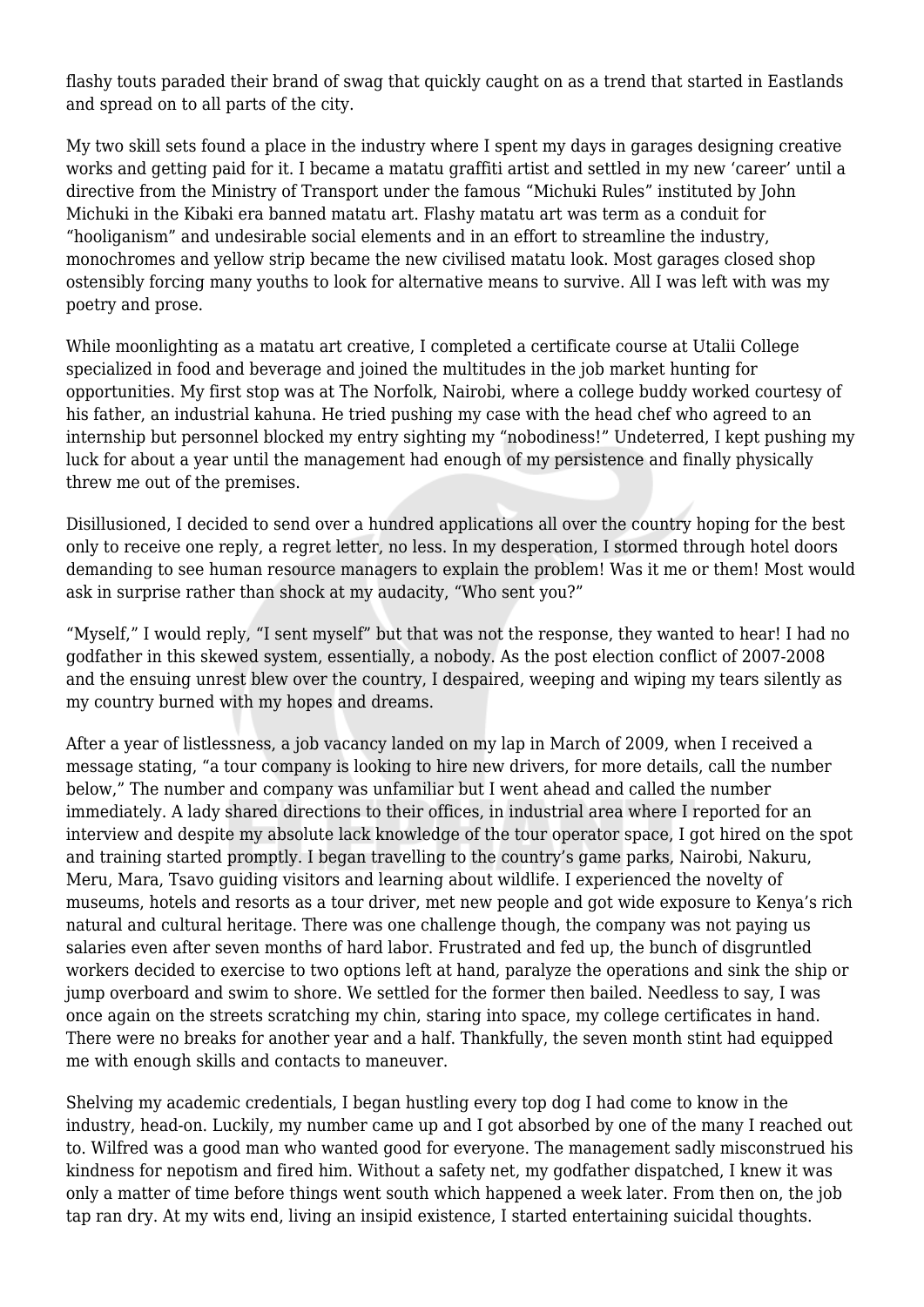flashy touts paraded their brand of swag that quickly caught on as a trend that started in Eastlands and spread on to all parts of the city.

My two skill sets found a place in the industry where I spent my days in garages designing creative works and getting paid for it. I became a matatu graffiti artist and settled in my new 'career' until a directive from the Ministry of Transport under the famous "Michuki Rules" instituted by John Michuki in the Kibaki era banned matatu art. Flashy matatu art was term as a conduit for "hooliganism" and undesirable social elements and in an effort to streamline the industry, monochromes and yellow strip became the new civilised matatu look. Most garages closed shop ostensibly forcing many youths to look for alternative means to survive. All I was left with was my poetry and prose.

While moonlighting as a matatu art creative, I completed a certificate course at Utalii College specialized in food and beverage and joined the multitudes in the job market hunting for opportunities. My first stop was at The Norfolk, Nairobi, where a college buddy worked courtesy of his father, an industrial kahuna. He tried pushing my case with the head chef who agreed to an internship but personnel blocked my entry sighting my "nobodiness!" Undeterred, I kept pushing my luck for about a year until the management had enough of my persistence and finally physically threw me out of the premises.

Disillusioned, I decided to send over a hundred applications all over the country hoping for the best only to receive one reply, a regret letter, no less. In my desperation, I stormed through hotel doors demanding to see human resource managers to explain the problem! Was it me or them! Most would ask in surprise rather than shock at my audacity, "Who sent you?"

"Myself," I would reply, "I sent myself" but that was not the response, they wanted to hear! I had no godfather in this skewed system, essentially, a nobody. As the post election conflict of 2007-2008 and the ensuing unrest blew over the country, I despaired, weeping and wiping my tears silently as my country burned with my hopes and dreams.

After a year of listlessness, a job vacancy landed on my lap in March of 2009, when I received a message stating, "a tour company is looking to hire new drivers, for more details, call the number below," The number and company was unfamiliar but I went ahead and called the number immediately. A lady shared directions to their offices, in industrial area where I reported for an interview and despite my absolute lack knowledge of the tour operator space, I got hired on the spot and training started promptly. I began travelling to the country's game parks, Nairobi, Nakuru, Meru, Mara, Tsavo guiding visitors and learning about wildlife. I experienced the novelty of museums, hotels and resorts as a tour driver, met new people and got wide exposure to Kenya's rich natural and cultural heritage. There was one challenge though, the company was not paying us salaries even after seven months of hard labor. Frustrated and fed up, the bunch of disgruntled workers decided to exercise to two options left at hand, paralyze the operations and sink the ship or jump overboard and swim to shore. We settled for the former then bailed. Needless to say, I was once again on the streets scratching my chin, staring into space, my college certificates in hand. There were no breaks for another year and a half. Thankfully, the seven month stint had equipped me with enough skills and contacts to maneuver.

Shelving my academic credentials, I began hustling every top dog I had come to know in the industry, head-on. Luckily, my number came up and I got absorbed by one of the many I reached out to. Wilfred was a good man who wanted good for everyone. The management sadly misconstrued his kindness for nepotism and fired him. Without a safety net, my godfather dispatched, I knew it was only a matter of time before things went south which happened a week later. From then on, the job tap ran dry. At my wits end, living an insipid existence, I started entertaining suicidal thoughts.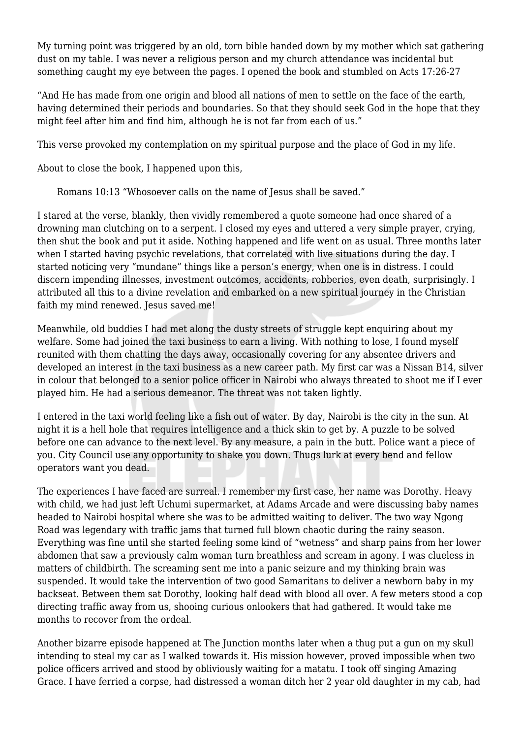My turning point was triggered by an old, torn bible handed down by my mother which sat gathering dust on my table. I was never a religious person and my church attendance was incidental but something caught my eye between the pages. I opened the book and stumbled on Acts 17:26-27

"And He has made from one origin and blood all nations of men to settle on the face of the earth, having determined their periods and boundaries. So that they should seek God in the hope that they might feel after him and find him, although he is not far from each of us."

This verse provoked my contemplation on my spiritual purpose and the place of God in my life.

About to close the book, I happened upon this,

> Romans 10:13 "Whosoever calls on the name of Jesus shall be saved."

I stared at the verse, blankly, then vividly remembered a quote someone had once shared of a drowning man clutching on to a serpent. I closed my eyes and uttered a very simple prayer, crying, then shut the book and put it aside. Nothing happened and life went on as usual. Three months later when I started having psychic revelations, that correlated with live situations during the day. I started noticing very "mundane" things like a person's energy, when one is in distress. I could discern impending illnesses, investment outcomes, accidents, robberies, even death, surprisingly. I attributed all this to a divine revelation and embarked on a new spiritual journey in the Christian faith my mind renewed. Jesus saved me!

Meanwhile, old buddies I had met along the dusty streets of struggle kept enquiring about my welfare. Some had joined the taxi business to earn a living. With nothing to lose, I found myself reunited with them chatting the days away, occasionally covering for any absentee drivers and developed an interest in the taxi business as a new career path. My first car was a Nissan B14, silver in colour that belonged to a senior police officer in Nairobi who always threated to shoot me if I ever played him. He had a serious demeanor. The threat was not taken lightly.

I entered in the taxi world feeling like a fish out of water. By day, Nairobi is the city in the sun. At night it is a hell hole that requires intelligence and a thick skin to get by. A puzzle to be solved before one can advance to the next level. By any measure, a pain in the butt. Police want a piece of you. City Council use any opportunity to shake you down. Thugs lurk at every bend and fellow operators want you dead.

The experiences I have faced are surreal. I remember my first case, her name was Dorothy. Heavy with child, we had just left Uchumi supermarket, at Adams Arcade and were discussing baby names headed to Nairobi hospital where she was to be admitted waiting to deliver. The two way Ngong Road was legendary with traffic jams that turned full blown chaotic during the rainy season. Everything was fine until she started feeling some kind of "wetness" and sharp pains from her lower abdomen that saw a previously calm woman turn breathless and scream in agony. I was clueless in matters of childbirth. The screaming sent me into a panic seizure and my thinking brain was suspended. It would take the intervention of two good Samaritans to deliver a newborn baby in my backseat. Between them sat Dorothy, looking half dead with blood all over. A few meters stood a cop directing traffic away from us, shooing curious onlookers that had gathered. It would take me months to recover from the ordeal.

Another bizarre episode happened at The Junction months later when a thug put a gun on my skull intending to steal my car as I walked towards it. His mission however, proved impossible when two police officers arrived and stood by obliviously waiting for a matatu. I took off singing Amazing Grace. I have ferried a corpse, had distressed a woman ditch her 2 year old daughter in my cab, had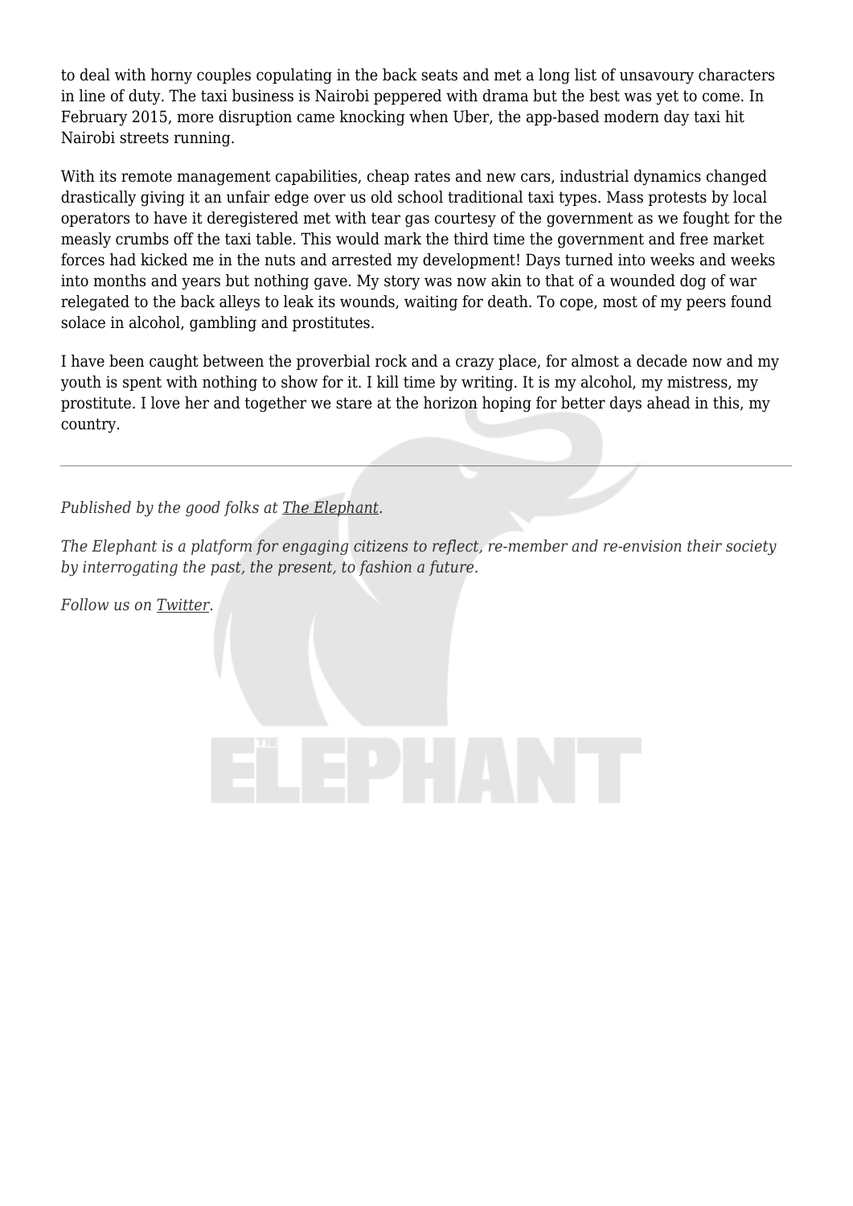to deal with horny couples copulating in the back seats and met a long list of unsavoury characters in line of duty. The taxi business is Nairobi peppered with drama but the best was yet to come. In February 2015, more disruption came knocking when Uber, the app-based modern day taxi hit Nairobi streets running.

With its remote management capabilities, cheap rates and new cars, industrial dynamics changed drastically giving it an unfair edge over us old school traditional taxi types. Mass protests by local operators to have it deregistered met with tear gas courtesy of the government as we fought for the measly crumbs off the taxi table. This would mark the third time the government and free market forces had kicked me in the nuts and arrested my development! Days turned into weeks and weeks into months and years but nothing gave. My story was now akin to that of a wounded dog of war relegated to the back alleys to leak its wounds, waiting for death. To cope, most of my peers found solace in alcohol, gambling and prostitutes.

I have been caught between the proverbial rock and a crazy place, for almost a decade now and my youth is spent with nothing to show for it. I kill time by writing. It is my alcohol, my mistress, my prostitute. I love her and together we stare at the horizon hoping for better days ahead in this, my country.

---

*Published by the good folks at The Elephant.*

*The Elephant is a platform for engaging citizens to reflect, re-member and re-envision their society by interrogating the past, the present, to fashion a future.*

*Follow us on Twitter.*